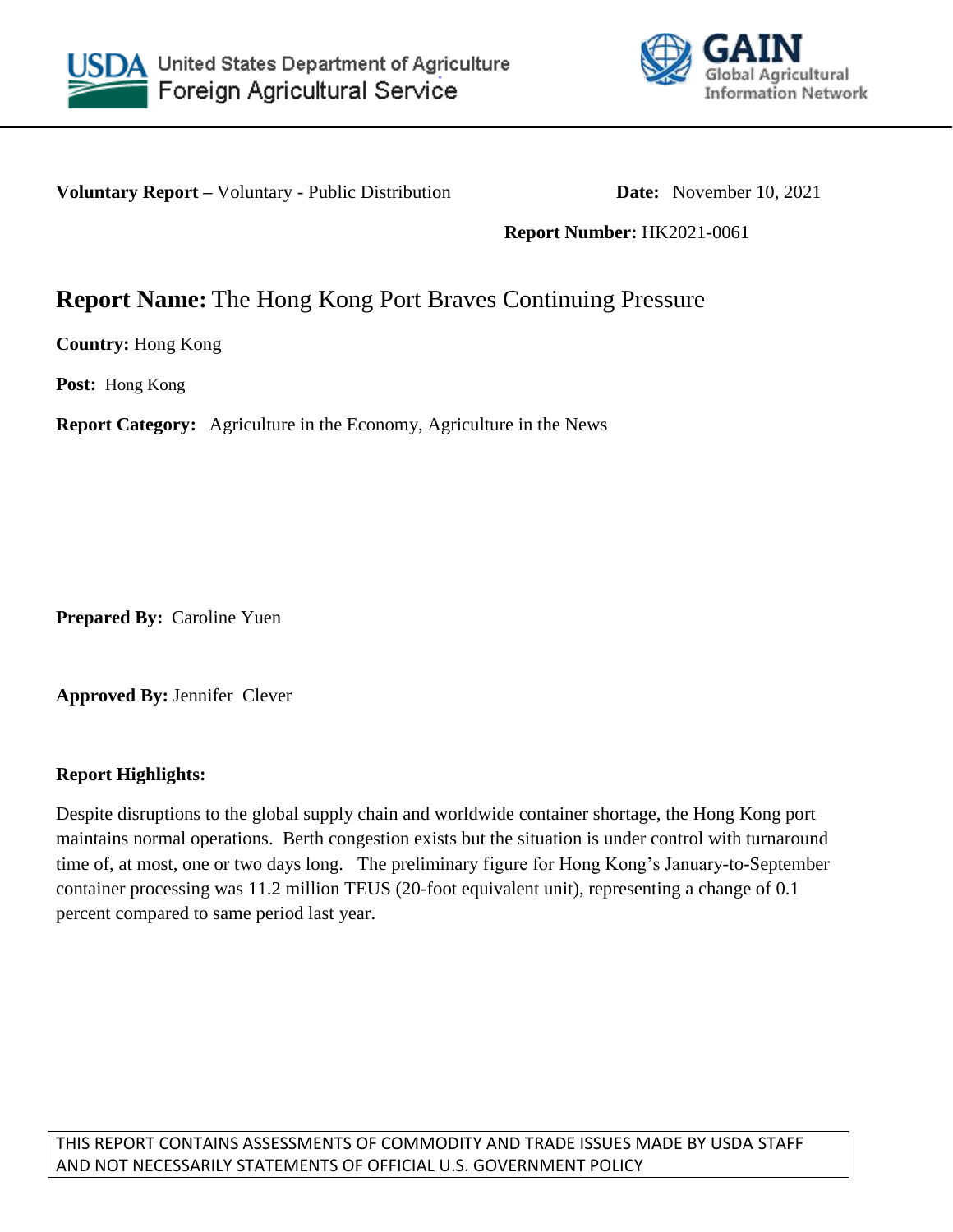United States Department of Agriculture
Foreign Agricultural Service

GAIN
Global Agricultural Information Network

**Voluntary Report –** Voluntary - Public Distribution **Date:** November 10, 2021

**Report Number:** HK2021-0061

# **Report Name:** The Hong Kong Port Braves Continuing Pressure

**Country:** Hong Kong

**Post:** Hong Kong

**Report Category:** Agriculture in the Economy, Agriculture in the News

**Prepared By:** Caroline Yuen

**Approved By:** Jennifer Clever

**Report Highlights:**

Despite disruptions to the global supply chain and worldwide container shortage, the Hong Kong port maintains normal operations. Berth congestion exists but the situation is under control with turnaround time of, at most, one or two days long. The preliminary figure for Hong Kong's January-to-September container processing was 11.2 million TEUS (20-foot equivalent unit), representing a change of 0.1 percent compared to same period last year.

THIS REPORT CONTAINS ASSESSMENTS OF COMMODITY AND TRADE ISSUES MADE BY USDA STAFF AND NOT NECESSARILY STATEMENTS OF OFFICIAL U.S. GOVERNMENT POLICY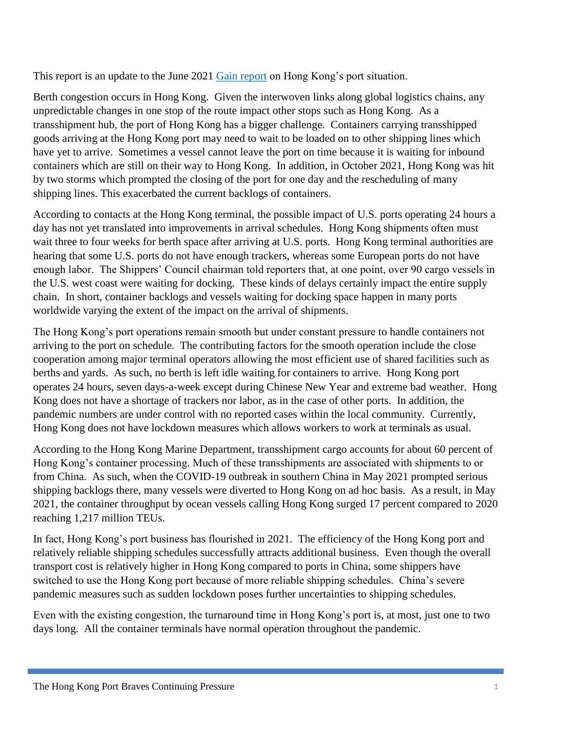This report is an update to the June 2021 [Gain report](#) on Hong Kong's port situation.

Berth congestion occurs in Hong Kong. Given the interwoven links along global logistics chains, any unpredictable changes in one stop of the route impact other stops such as Hong Kong. As a transshipment hub, the port of Hong Kong has a bigger challenge. Containers carrying transshipped goods arriving at the Hong Kong port may need to wait to be loaded on to other shipping lines which have yet to arrive. Sometimes a vessel cannot leave the port on time because it is waiting for inbound containers which are still on their way to Hong Kong. In addition, in October 2021, Hong Kong was hit by two storms which prompted the closing of the port for one day and the rescheduling of many shipping lines. This exacerbated the current backlogs of containers.

According to contacts at the Hong Kong terminal, the possible impact of U.S. ports operating 24 hours a day has not yet translated into improvements in arrival schedules. Hong Kong shipments often must wait three to four weeks for berth space after arriving at U.S. ports. Hong Kong terminal authorities are hearing that some U.S. ports do not have enough trackers, whereas some European ports do not have enough labor. The Shippers' Council chairman told reporters that, at one point, over 90 cargo vessels in the U.S. west coast were waiting for docking. These kinds of delays certainly impact the entire supply chain. In short, container backlogs and vessels waiting for docking space happen in many ports worldwide varying the extent of the impact on the arrival of shipments.

The Hong Kong's port operations remain smooth but under constant pressure to handle containers not arriving to the port on schedule. The contributing factors for the smooth operation include the close cooperation among major terminal operators allowing the most efficient use of shared facilities such as berths and yards. As such, no berth is left idle waiting for containers to arrive. Hong Kong port operates 24 hours, seven days-a-week except during Chinese New Year and extreme bad weather. Hong Kong does not have a shortage of trackers nor labor, as in the case of other ports. In addition, the pandemic numbers are under control with no reported cases within the local community. Currently, Hong Kong does not have lockdown measures which allows workers to work at terminals as usual.

According to the Hong Kong Marine Department, transshipment cargo accounts for about 60 percent of Hong Kong's container processing. Much of these transshipments are associated with shipments to or from China. As such, when the COVID-19 outbreak in southern China in May 2021 prompted serious shipping backlogs there, many vessels were diverted to Hong Kong on ad hoc basis. As a result, in May 2021, the container throughput by ocean vessels calling Hong Kong surged 17 percent compared to 2020 reaching 1,217 million TEUs.

In fact, Hong Kong's port business has flourished in 2021. The efficiency of the Hong Kong port and relatively reliable shipping schedules successfully attracts additional business. Even though the overall transport cost is relatively higher in Hong Kong compared to ports in China, some shippers have switched to use the Hong Kong port because of more reliable shipping schedules. China's severe pandemic measures such as sudden lockdown poses further uncertainties to shipping schedules.

Even with the existing congestion, the turnaround time in Hong Kong's port is, at most, just one to two days long. All the container terminals have normal operation throughout the pandemic.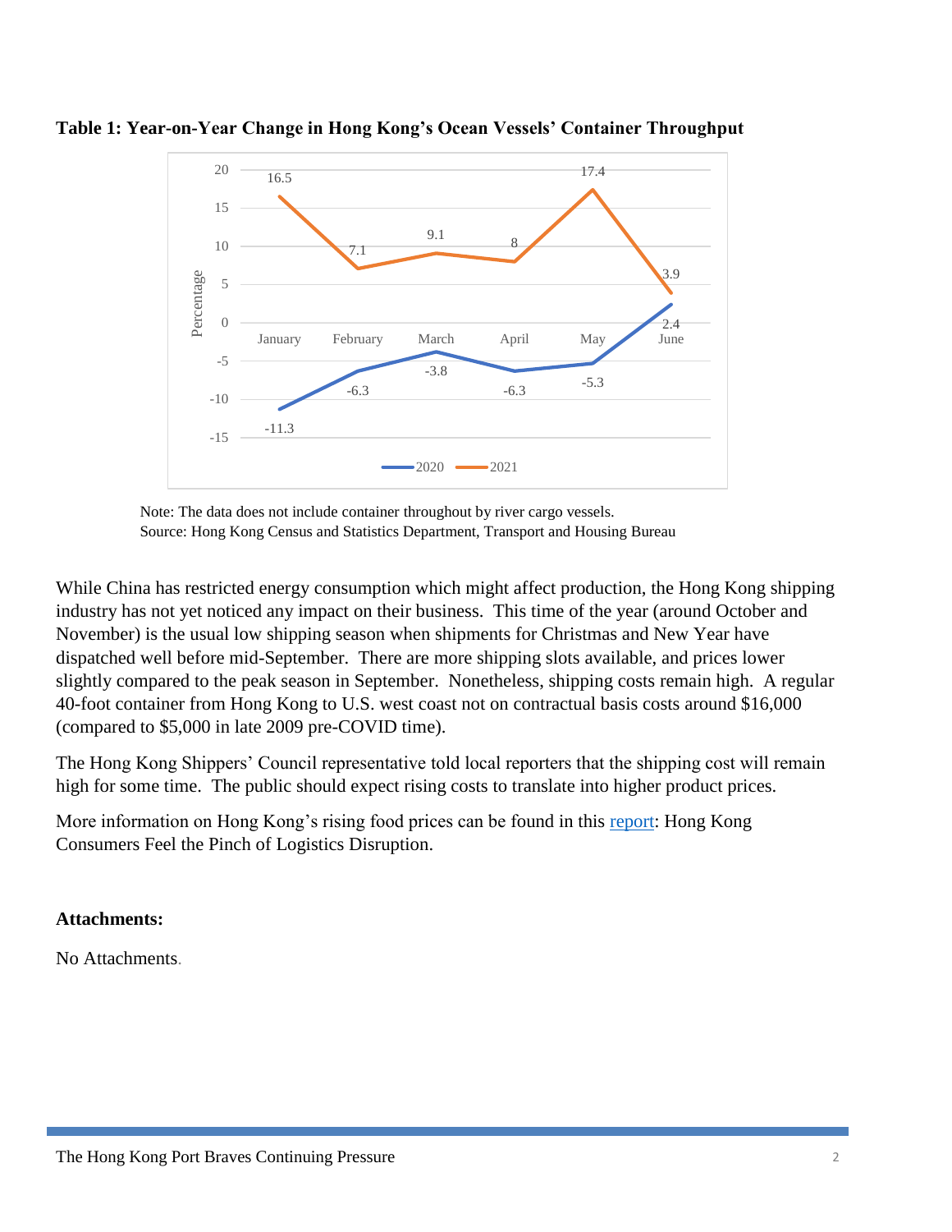**Table 1: Year-on-Year Change in Hong Kong's Ocean Vessels' Container Throughput**

20
15
10
5
0
-5
-10
-15

Percentage

January February March April May June

16.5 7.1 9.1 8 17.4 3.9

-11.3 -6.3 -3.8 -6.3 -5.3 2.4

2020 2021

Note: The data does not include container throughout by river cargo vessels.
Source: Hong Kong Census and Statistics Department, Transport and Housing Bureau

While China has restricted energy consumption which might affect production, the Hong Kong shipping industry has not yet noticed any impact on their business. This time of the year (around October and November) is the usual low shipping season when shipments for Christmas and New Year have dispatched well before mid-September. There are more shipping slots available, and prices lower slightly compared to the peak season in September. Nonetheless, shipping costs remain high. A regular 40-foot container from Hong Kong to U.S. west coast not on contractual basis costs around $16,000 (compared to $5,000 in late 2009 pre-COVID time).

The Hong Kong Shippers' Council representative told local reporters that the shipping cost will remain high for some time. The public should expect rising costs to translate into higher product prices.

More information on Hong Kong's rising food prices can be found in this report: Hong Kong Consumers Feel the Pinch of Logistics Disruption.

**Attachments:**

No Attachments.